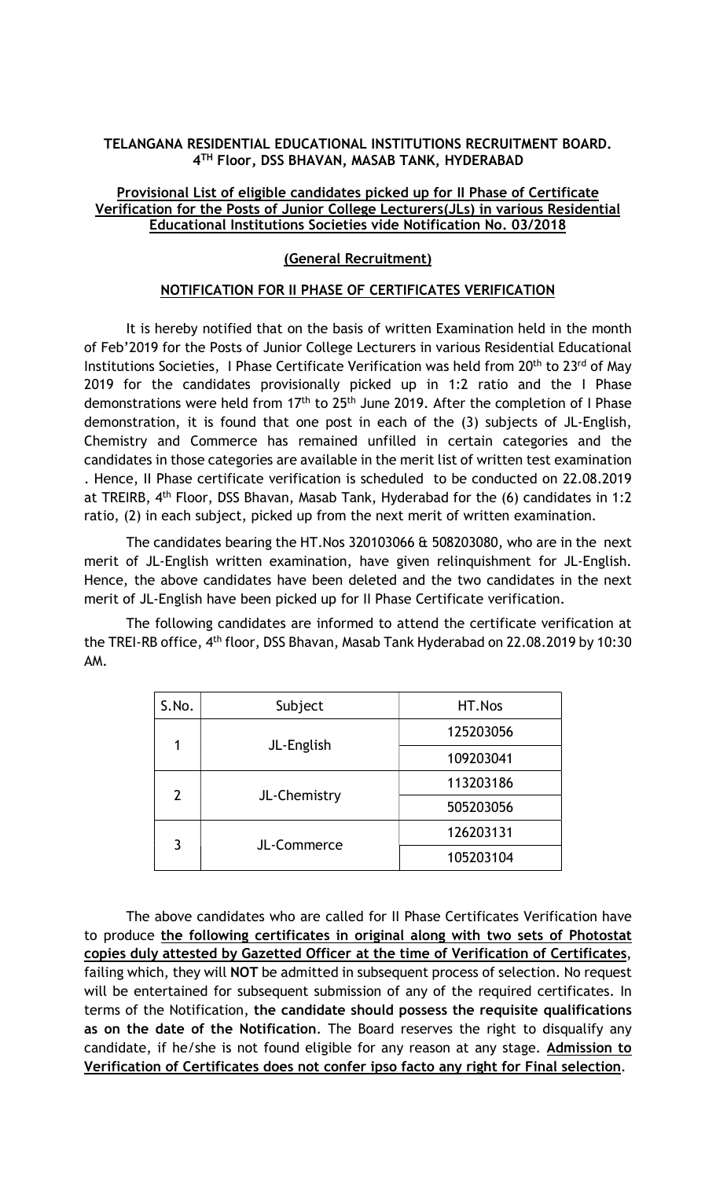**TELANGANA RESIDENTIAL EDUCATIONAL INSTITUTIONS RECRUITMENT BOARD.**
**4TH Floor, DSS BHAVAN, MASAB TANK, HYDERABAD**

**Provisional List of eligible candidates picked up for II Phase of Certificate Verification for the Posts of Junior College Lecturers(JLs) in various Residential Educational Institutions Societies vide Notification No. 03/2018**

**(General Recruitment)**

**NOTIFICATION FOR II PHASE OF CERTIFICATES VERIFICATION**

It is hereby notified that on the basis of written Examination held in the month of Feb'2019 for the Posts of Junior College Lecturers in various Residential Educational Institutions Societies, I Phase Certificate Verification was held from 20th to 23rd of May 2019 for the candidates provisionally picked up in 1:2 ratio and the I Phase demonstrations were held from 17th to 25th June 2019. After the completion of I Phase demonstration, it is found that one post in each of the (3) subjects of JL-English, Chemistry and Commerce has remained unfilled in certain categories and the candidates in those categories are available in the merit list of written test examination . Hence, II Phase certificate verification is scheduled to be conducted on 22.08.2019 at TREIRB, 4th Floor, DSS Bhavan, Masab Tank, Hyderabad for the (6) candidates in 1:2 ratio, (2) in each subject, picked up from the next merit of written examination.

The candidates bearing the HT.Nos 320103066 & 508203080, who are in the next merit of JL-English written examination, have given relinquishment for JL-English. Hence, the above candidates have been deleted and the two candidates in the next merit of JL-English have been picked up for II Phase Certificate verification.

The following candidates are informed to attend the certificate verification at the TREI-RB office, 4th floor, DSS Bhavan, Masab Tank Hyderabad on 22.08.2019 by 10:30 AM.

| S.No. | Subject | HT.Nos |
|---|---|---|
| 1 | JL-English | 125203056 |
| | | 109203041 |
| 2 | JL-Chemistry | 113203186 |
| | | 505203056 |
| 3 | JL-Commerce | 126203131 |
| | | 105203104 |

The above candidates who are called for II Phase Certificates Verification have to produce **the following certificates in original along with two sets of Photostat copies duly attested by Gazetted Officer at the time of Verification of Certificates**, failing which, they will **NOT** be admitted in subsequent process of selection. No request will be entertained for subsequent submission of any of the required certificates. In terms of the Notification, **the candidate should possess the requisite qualifications as on the date of the Notification**. The Board reserves the right to disqualify any candidate, if he/she is not found eligible for any reason at any stage. **Admission to Verification of Certificates does not confer ipso facto any right for Final selection**.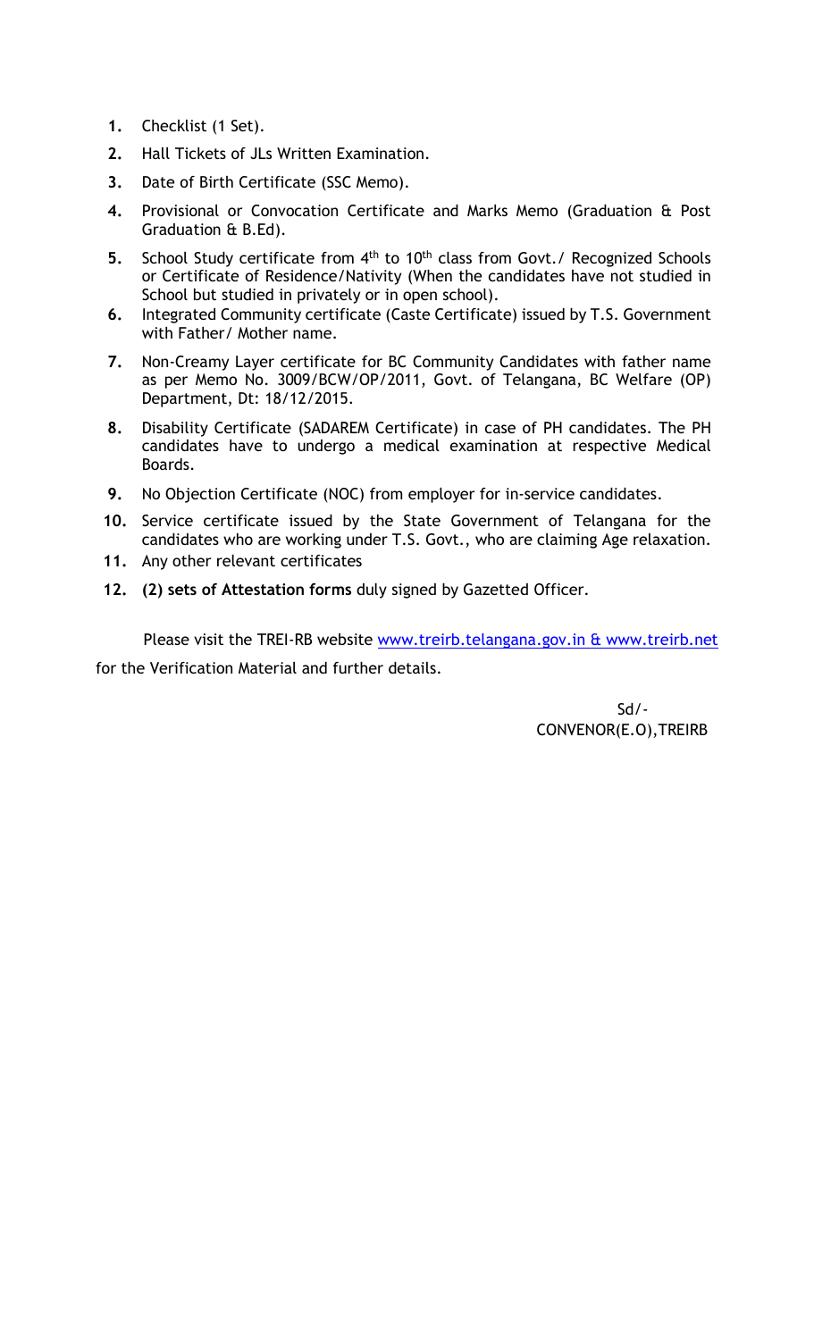1. Checklist (1 Set).
2. Hall Tickets of JLs Written Examination.
3. Date of Birth Certificate (SSC Memo).
4. Provisional or Convocation Certificate and Marks Memo (Graduation & Post Graduation & B.Ed).
5. School Study certificate from 4th to 10th class from Govt./ Recognized Schools or Certificate of Residence/Nativity (When the candidates have not studied in School but studied in privately or in open school).
6. Integrated Community certificate (Caste Certificate) issued by T.S. Government with Father/ Mother name.
7. Non-Creamy Layer certificate for BC Community Candidates with father name as per Memo No. 3009/BCW/OP/2011, Govt. of Telangana, BC Welfare (OP) Department, Dt: 18/12/2015.
8. Disability Certificate (SADAREM Certificate) in case of PH candidates. The PH candidates have to undergo a medical examination at respective Medical Boards.
9. No Objection Certificate (NOC) from employer for in-service candidates.
10. Service certificate issued by the State Government of Telangana for the candidates who are working under T.S. Govt., who are claiming Age relaxation.
11. Any other relevant certificates
12. **(2) sets of Attestation forms** duly signed by Gazetted Officer.

Please visit the TREI-RB website www.treirb.telangana.gov.in & www.treirb.net for the Verification Material and further details.

Sd/-
CONVENOR(E.O),TREIRB